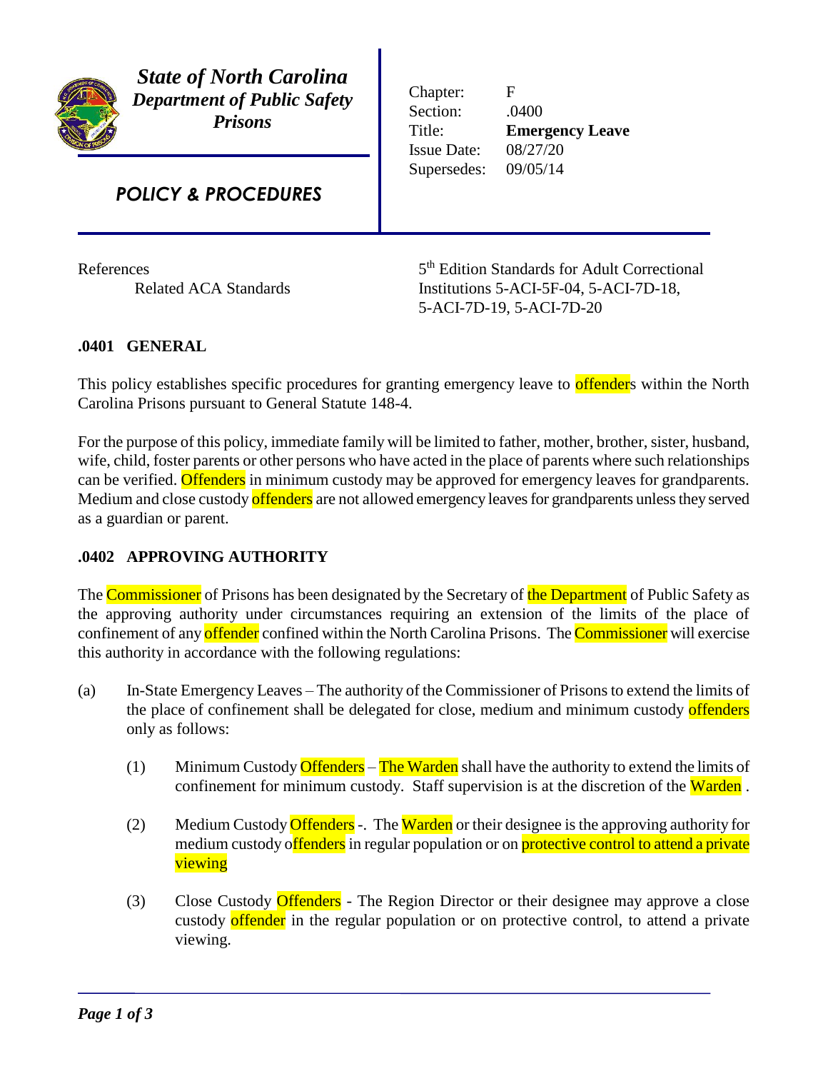***State of North Carolina***
***Department of Public Safety***
***Prisons***

***POLICY & PROCEDURES***

| | |
|---|---|
| Chapter: | F |
| Section: | .0400 |
| Title: | **Emergency Leave** |
| Issue Date: | 08/27/20 |
| Supersedes: | 09/05/14 |

References
Related ACA Standards — 5th Edition Standards for Adult Correctional Institutions 5-ACI-5F-04, 5-ACI-7D-18, 5-ACI-7D-19, 5-ACI-7D-20

## .0401 GENERAL

This policy establishes specific procedures for granting emergency leave to offenders within the North Carolina Prisons pursuant to General Statute 148-4.

For the purpose of this policy, immediate family will be limited to father, mother, brother, sister, husband, wife, child, foster parents or other persons who have acted in the place of parents where such relationships can be verified. Offenders in minimum custody may be approved for emergency leaves for grandparents. Medium and close custody offenders are not allowed emergency leaves for grandparents unless they served as a guardian or parent.

## .0402 APPROVING AUTHORITY

The Commissioner of Prisons has been designated by the Secretary of the Department of Public Safety as the approving authority under circumstances requiring an extension of the limits of the place of confinement of any offender confined within the North Carolina Prisons. The Commissioner will exercise this authority in accordance with the following regulations:

(a) In-State Emergency Leaves – The authority of the Commissioner of Prisons to extend the limits of the place of confinement shall be delegated for close, medium and minimum custody offenders only as follows:

(1) Minimum Custody Offenders – The Warden shall have the authority to extend the limits of confinement for minimum custody. Staff supervision is at the discretion of the Warden .

(2) Medium Custody Offenders -. The Warden or their designee is the approving authority for medium custody offenders in regular population or on protective control to attend a private viewing

(3) Close Custody Offenders - The Region Director or their designee may approve a close custody offender in the regular population or on protective control, to attend a private viewing.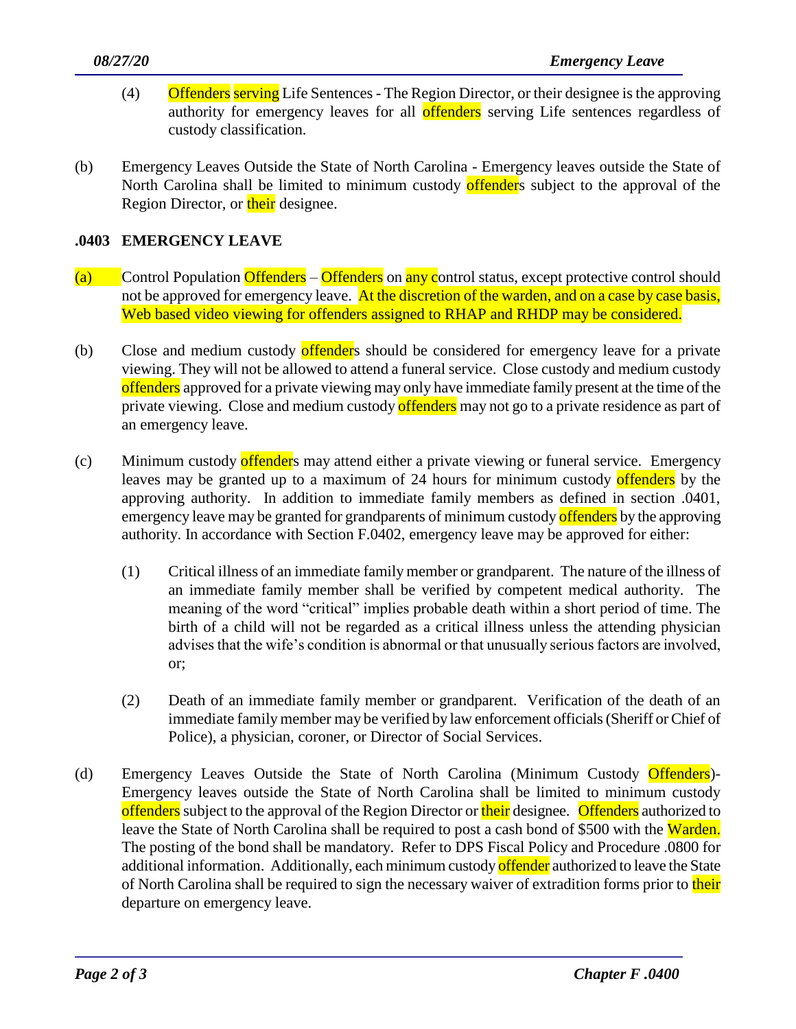(4) Offenders serving Life Sentences - The Region Director, or their designee is the approving authority for emergency leaves for all offenders serving Life sentences regardless of custody classification.

(b) Emergency Leaves Outside the State of North Carolina - Emergency leaves outside the State of North Carolina shall be limited to minimum custody offenders subject to the approval of the Region Director, or their designee.

### .0403 EMERGENCY LEAVE

(a) Control Population Offenders – Offenders on any control status, except protective control should not be approved for emergency leave. At the discretion of the warden, and on a case by case basis, Web based video viewing for offenders assigned to RHAP and RHDP may be considered.

(b) Close and medium custody offenders should be considered for emergency leave for a private viewing. They will not be allowed to attend a funeral service. Close custody and medium custody offenders approved for a private viewing may only have immediate family present at the time of the private viewing. Close and medium custody offenders may not go to a private residence as part of an emergency leave.

(c) Minimum custody offenders may attend either a private viewing or funeral service. Emergency leaves may be granted up to a maximum of 24 hours for minimum custody offenders by the approving authority. In addition to immediate family members as defined in section .0401, emergency leave may be granted for grandparents of minimum custody offenders by the approving authority. In accordance with Section F.0402, emergency leave may be approved for either:

(1) Critical illness of an immediate family member or grandparent. The nature of the illness of an immediate family member shall be verified by competent medical authority. The meaning of the word "critical" implies probable death within a short period of time. The birth of a child will not be regarded as a critical illness unless the attending physician advises that the wife's condition is abnormal or that unusually serious factors are involved, or;

(2) Death of an immediate family member or grandparent. Verification of the death of an immediate family member may be verified by law enforcement officials (Sheriff or Chief of Police), a physician, coroner, or Director of Social Services.

(d) Emergency Leaves Outside the State of North Carolina (Minimum Custody Offenders)- Emergency leaves outside the State of North Carolina shall be limited to minimum custody offenders subject to the approval of the Region Director or their designee. Offenders authorized to leave the State of North Carolina shall be required to post a cash bond of $500 with the Warden. The posting of the bond shall be mandatory. Refer to DPS Fiscal Policy and Procedure .0800 for additional information. Additionally, each minimum custody offender authorized to leave the State of North Carolina shall be required to sign the necessary waiver of extradition forms prior to their departure on emergency leave.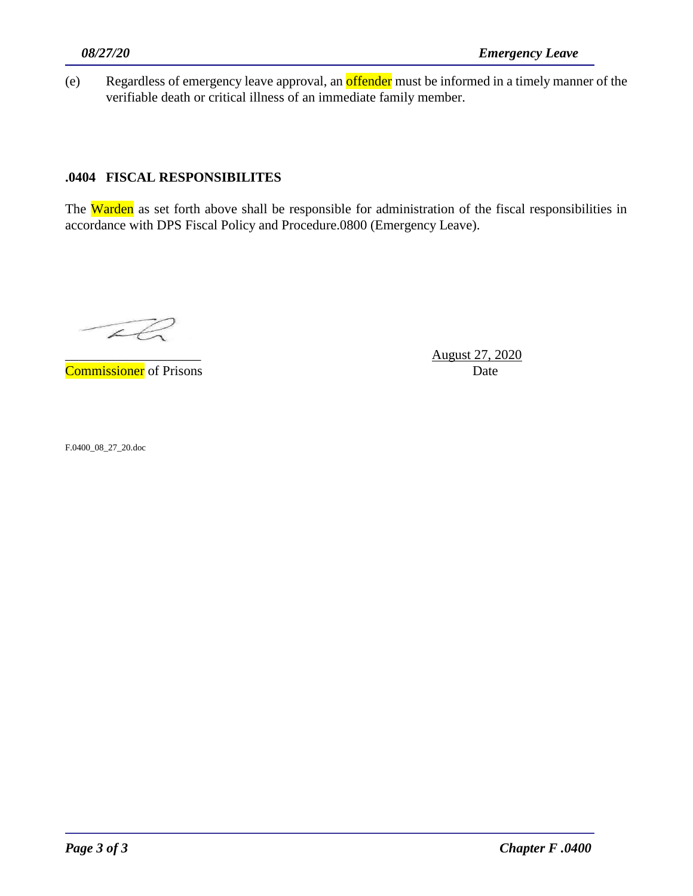(e) Regardless of emergency leave approval, an offender must be informed in a timely manner of the verifiable death or critical illness of an immediate family member.

## .0404 FISCAL RESPONSIBILITES

The Warden as set forth above shall be responsible for administration of the fiscal responsibilities in accordance with DPS Fiscal Policy and Procedure.0800 (Emergency Leave).

____________________
Commissioner of Prisons

August 27, 2020
Date

F.0400_08_27_20.doc